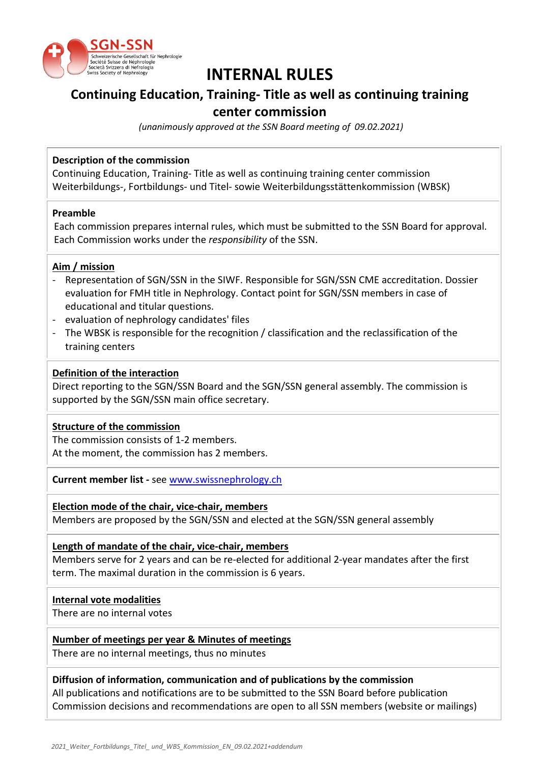SGN-SSN
Schweizerische Gesellschaft für Nephrologie
Société Suisse de Néphrologie
Società Svizzera di Nefrologia
Swiss Society of Nephrology

# INTERNAL RULES

## Continuing Education, Training- Title as well as continuing training center commission

*(unanimously approved at the SSN Board meeting of 09.02.2021)*

**Description of the commission**
Continuing Education, Training- Title as well as continuing training center commission
Weiterbildungs-, Fortbildungs- und Titel- sowie Weiterbildungsstättenkommission (WBSK)

**Preamble**
Each commission prepares internal rules, which must be submitted to the SSN Board for approval. Each Commission works under the *responsibility* of the SSN.

**Aim / mission**

- Representation of SGN/SSN in the SIWF. Responsible for SGN/SSN CME accreditation. Dossier evaluation for FMH title in Nephrology. Contact point for SGN/SSN members in case of educational and titular questions.
- evaluation of nephrology candidates' files
- The WBSK is responsible for the recognition / classification and the reclassification of the training centers

**Definition of the interaction**
Direct reporting to the SGN/SSN Board and the SGN/SSN general assembly. The commission is supported by the SGN/SSN main office secretary.

**Structure of the commission**
The commission consists of 1-2 members.
At the moment, the commission has 2 members.

**Current member list -** see www.swissnephrology.ch

**Election mode of the chair, vice-chair, members**
Members are proposed by the SGN/SSN and elected at the SGN/SSN general assembly

**Length of mandate of the chair, vice-chair, members**
Members serve for 2 years and can be re-elected for additional 2-year mandates after the first term. The maximal duration in the commission is 6 years.

**Internal vote modalities**
There are no internal votes

**Number of meetings per year & Minutes of meetings**
There are no internal meetings, thus no minutes

**Diffusion of information, communication and of publications by the commission**
All publications and notifications are to be submitted to the SSN Board before publication
Commission decisions and recommendations are open to all SSN members (website or mailings)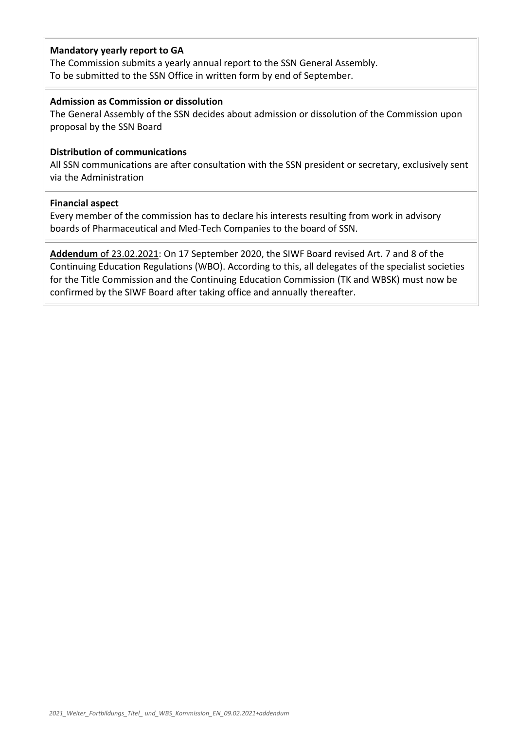**Mandatory yearly report to GA**
The Commission submits a yearly annual report to the SSN General Assembly.
To be submitted to the SSN Office in written form by end of September.

**Admission as Commission or dissolution**
The General Assembly of the SSN decides about admission or dissolution of the Commission upon proposal by the SSN Board

**Distribution of communications**
All SSN communications are after consultation with the SSN president or secretary, exclusively sent via the Administration

**Financial aspect**
Every member of the commission has to declare his interests resulting from work in advisory boards of Pharmaceutical and Med-Tech Companies to the board of SSN.

**Addendum** of 23.02.2021: On 17 September 2020, the SIWF Board revised Art. 7 and 8 of the Continuing Education Regulations (WBO). According to this, all delegates of the specialist societies for the Title Commission and the Continuing Education Commission (TK and WBSK) must now be confirmed by the SIWF Board after taking office and annually thereafter.